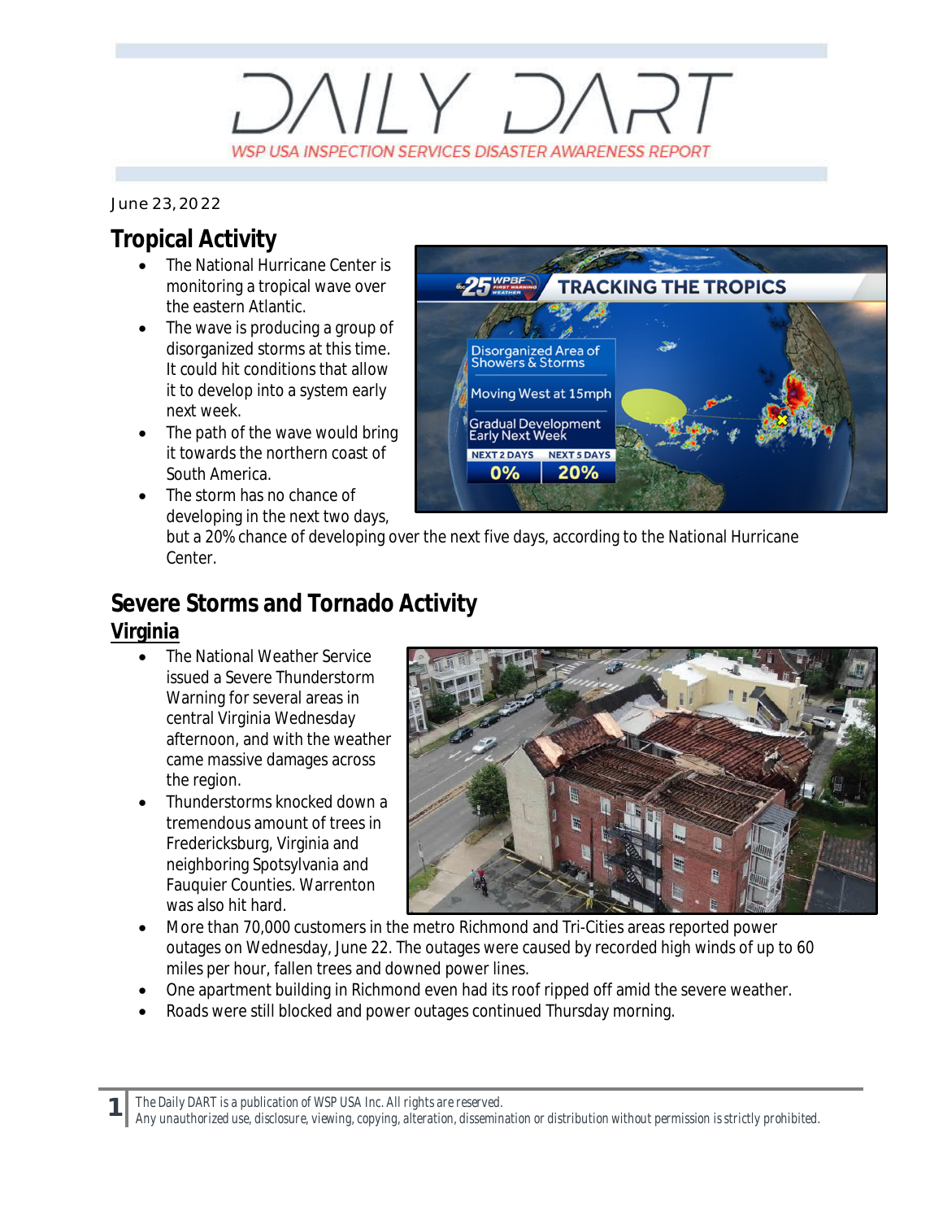# DAILY DART

WSP USA INSPECTION SERVICES DISASTER AWARENESS REPORT

June 23, 2022

## Tropical Activity

- The National Hurricane Center is monitoring a tropical wave over the eastern Atlantic.
- The wave is producing a group of disorganized storms at this time. It could hit conditions that allow it to develop into a system early next week.
- The path of the wave would bring it towards the northern coast of South America.
- The storm has no chance of developing in the next two days, but a 20% chance of developing over the next five days, according to the National Hurricane Center.

## Severe Storms and Tornado Activity

### Virginia

- The National Weather Service issued a Severe Thunderstorm Warning for several areas in central Virginia Wednesday afternoon, and with the weather came massive damages across the region.
- Thunderstorms knocked down a tremendous amount of trees in Fredericksburg, Virginia and neighboring Spotsylvania and Fauquier Counties. Warrenton was also hit hard.
- More than 70,000 customers in the metro Richmond and Tri-Cities areas reported power outages on Wednesday, June 22. The outages were caused by recorded high winds of up to 60 miles per hour, fallen trees and downed power lines.
- One apartment building in Richmond even had its roof ripped off amid the severe weather.
- Roads were still blocked and power outages continued Thursday morning.

The Daily DART is a publication of WSP USA Inc. All rights are reserved.
Any unauthorized use, disclosure, viewing, copying, alteration, dissemination or distribution without permission is strictly prohibited.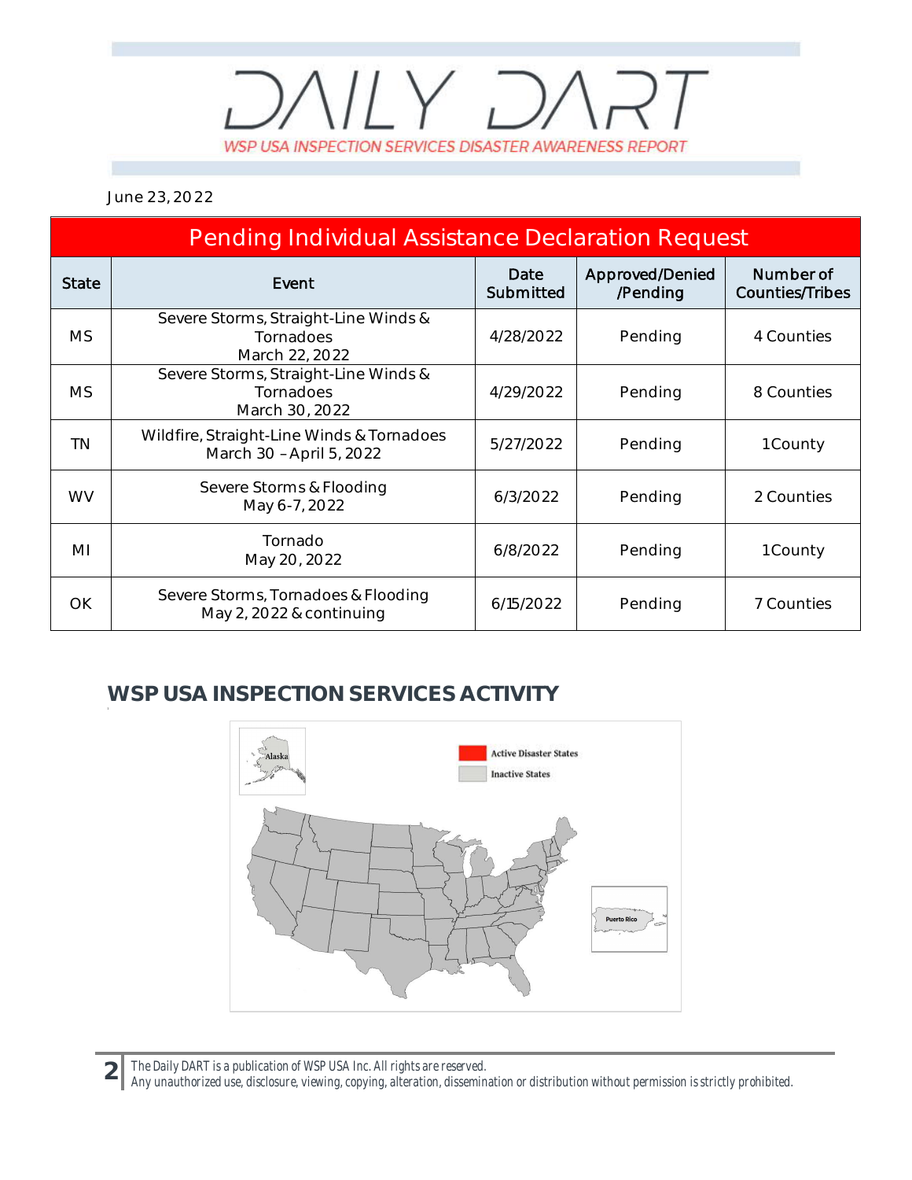# DAILY DART

WSP USA INSPECTION SERVICES DISASTER AWARENESS REPORT

June 23, 2022

| Pending Individual Assistance Declaration Request | | | | |
|---|---|---|---|---|
| State | Event | Date Submitted | Approved/Denied /Pending | Number of Counties/Tribes |
| MS | Severe Storms, Straight-Line Winds & Tornadoes March 22, 2022 | 4/28/2022 | Pending | 4 Counties |
| MS | Severe Storms, Straight-Line Winds & Tornadoes March 30, 2022 | 4/29/2022 | Pending | 8 Counties |
| TN | Wildfire, Straight-Line Winds & Tornadoes March 30 – April 5, 2022 | 5/27/2022 | Pending | 1 County |
| WV | Severe Storms & Flooding May 6-7, 2022 | 6/3/2022 | Pending | 2 Counties |
| MI | Tornado May 20, 2022 | 6/8/2022 | Pending | 1 County |
| OK | Severe Storms, Tornadoes & Flooding May 2, 2022 & continuing | 6/15/2022 | Pending | 7 Counties |

## WSP USA INSPECTION SERVICES ACTIVITY

Alaska

Active Disaster States

Inactive States

Puerto Rico

*The Daily DART is a publication of WSP USA Inc. All rights are reserved.*
*Any unauthorized use, disclosure, viewing, copying, alteration, dissemination or distribution without permission is strictly prohibited.*